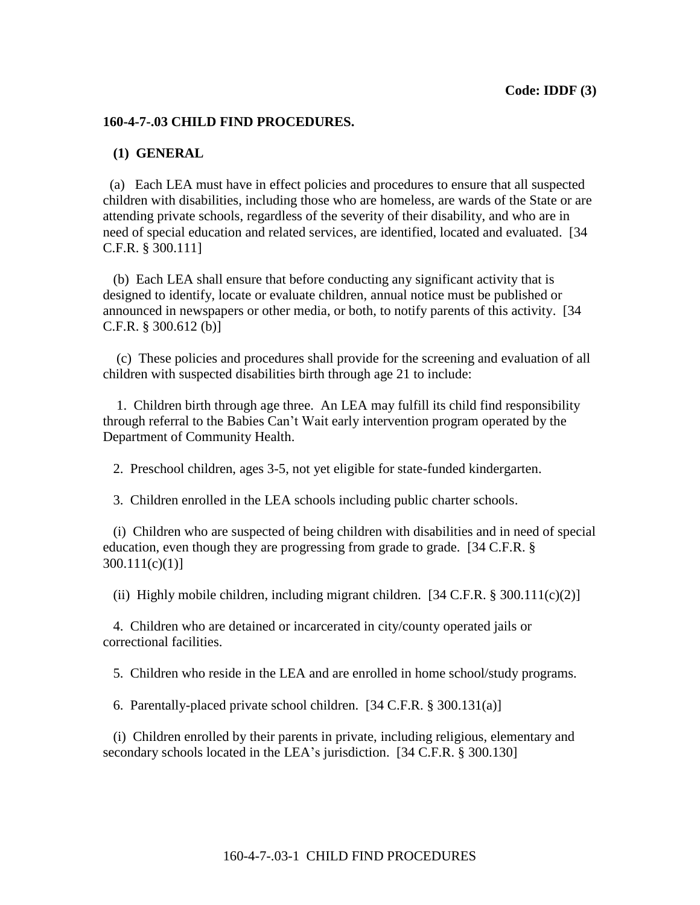**Code: IDDF (3)**

**160-4-7-.03 CHILD FIND PROCEDURES.**

**(1) GENERAL**

(a) Each LEA must have in effect policies and procedures to ensure that all suspected children with disabilities, including those who are homeless, are wards of the State or are attending private schools, regardless of the severity of their disability, and who are in need of special education and related services, are identified, located and evaluated. [34 C.F.R. § 300.111]

(b) Each LEA shall ensure that before conducting any significant activity that is designed to identify, locate or evaluate children, annual notice must be published or announced in newspapers or other media, or both, to notify parents of this activity. [34 C.F.R. § 300.612 (b)]

(c) These policies and procedures shall provide for the screening and evaluation of all children with suspected disabilities birth through age 21 to include:

1. Children birth through age three. An LEA may fulfill its child find responsibility through referral to the Babies Can't Wait early intervention program operated by the Department of Community Health.

2. Preschool children, ages 3-5, not yet eligible for state-funded kindergarten.

3. Children enrolled in the LEA schools including public charter schools.

(i) Children who are suspected of being children with disabilities and in need of special education, even though they are progressing from grade to grade. [34 C.F.R. § 300.111(c)(1)]

(ii) Highly mobile children, including migrant children. [34 C.F.R. § 300.111(c)(2)]

4. Children who are detained or incarcerated in city/county operated jails or correctional facilities.

5. Children who reside in the LEA and are enrolled in home school/study programs.

6. Parentally-placed private school children. [34 C.F.R. § 300.131(a)]

(i) Children enrolled by their parents in private, including religious, elementary and secondary schools located in the LEA's jurisdiction. [34 C.F.R. § 300.130]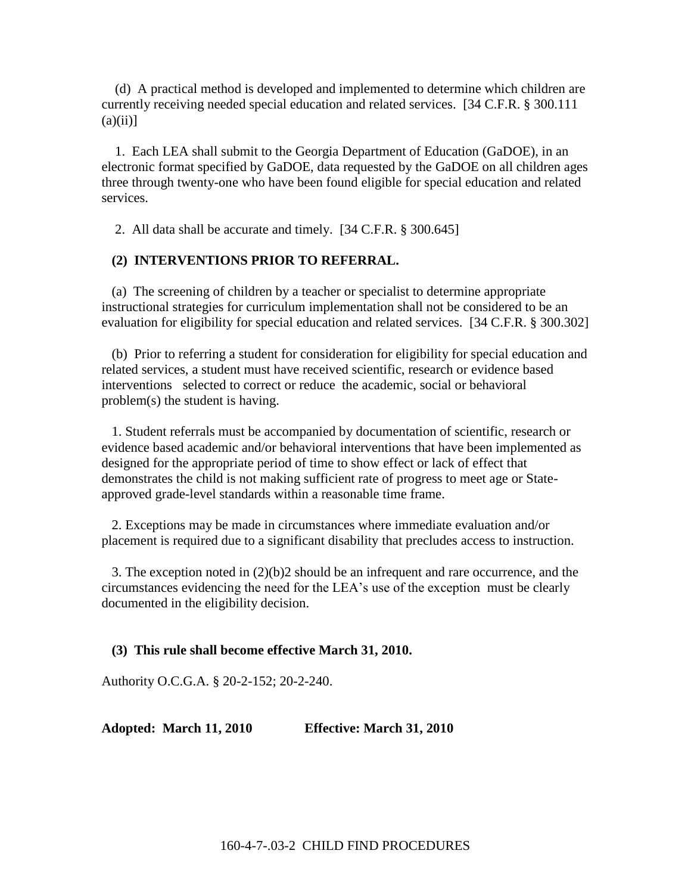(d) A practical method is developed and implemented to determine which children are currently receiving needed special education and related services. [34 C.F.R. § 300.111 (a)(ii)]

1. Each LEA shall submit to the Georgia Department of Education (GaDOE), in an electronic format specified by GaDOE, data requested by the GaDOE on all children ages three through twenty-one who have been found eligible for special education and related services.

2. All data shall be accurate and timely. [34 C.F.R. § 300.645]

**(2) INTERVENTIONS PRIOR TO REFERRAL.**

(a) The screening of children by a teacher or specialist to determine appropriate instructional strategies for curriculum implementation shall not be considered to be an evaluation for eligibility for special education and related services. [34 C.F.R. § 300.302]

(b) Prior to referring a student for consideration for eligibility for special education and related services, a student must have received scientific, research or evidence based interventions selected to correct or reduce the academic, social or behavioral problem(s) the student is having.

1. Student referrals must be accompanied by documentation of scientific, research or evidence based academic and/or behavioral interventions that have been implemented as designed for the appropriate period of time to show effect or lack of effect that demonstrates the child is not making sufficient rate of progress to meet age or State-approved grade-level standards within a reasonable time frame.

2. Exceptions may be made in circumstances where immediate evaluation and/or placement is required due to a significant disability that precludes access to instruction.

3. The exception noted in (2)(b)2 should be an infrequent and rare occurrence, and the circumstances evidencing the need for the LEA's use of the exception must be clearly documented in the eligibility decision.

**(3) This rule shall become effective March 31, 2010.**

Authority O.C.G.A. § 20-2-152; 20-2-240.

**Adopted: March 11, 2010 Effective: March 31, 2010**

160-4-7-.03-2 CHILD FIND PROCEDURES